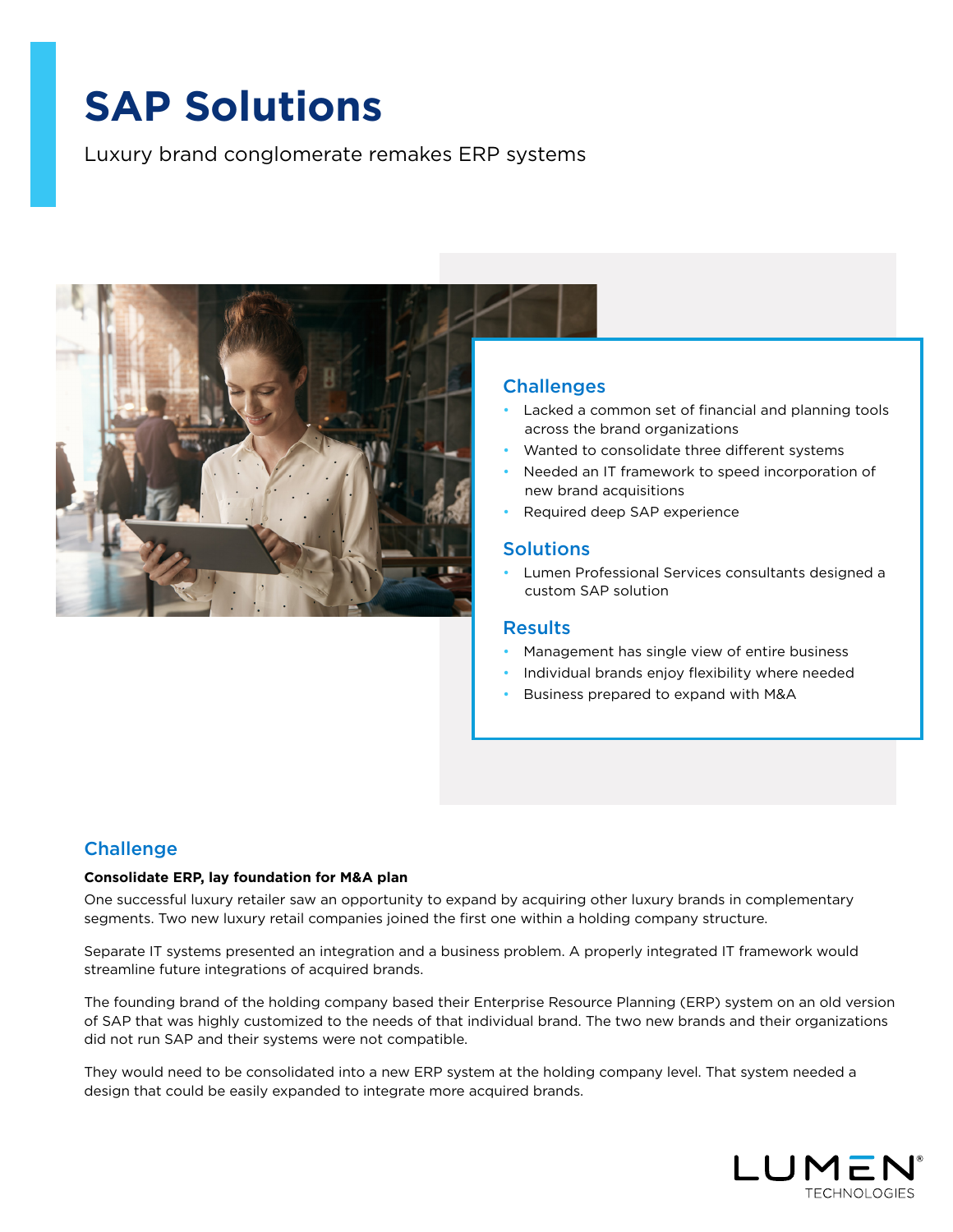# SAP Solutions

Luxury brand conglomerate remakes ERP systems

## Challenges

- Lacked a common set of financial and planning tools across the brand organizations
- Wanted to consolidate three different systems
- Needed an IT framework to speed incorporation of new brand acquisitions
- Required deep SAP experience

## Solutions

- Lumen Professional Services consultants designed a custom SAP solution

## Results

- Management has single view of entire business
- Individual brands enjoy flexibility where needed
- Business prepared to expand with M&A

## Challenge

**Consolidate ERP, lay foundation for M&A plan**

One successful luxury retailer saw an opportunity to expand by acquiring other luxury brands in complementary segments. Two new luxury retail companies joined the first one within a holding company structure.

Separate IT systems presented an integration and a business problem. A properly integrated IT framework would streamline future integrations of acquired brands.

The founding brand of the holding company based their Enterprise Resource Planning (ERP) system on an old version of SAP that was highly customized to the needs of that individual brand. The two new brands and their organizations did not run SAP and their systems were not compatible.

They would need to be consolidated into a new ERP system at the holding company level. That system needed a design that could be easily expanded to integrate more acquired brands.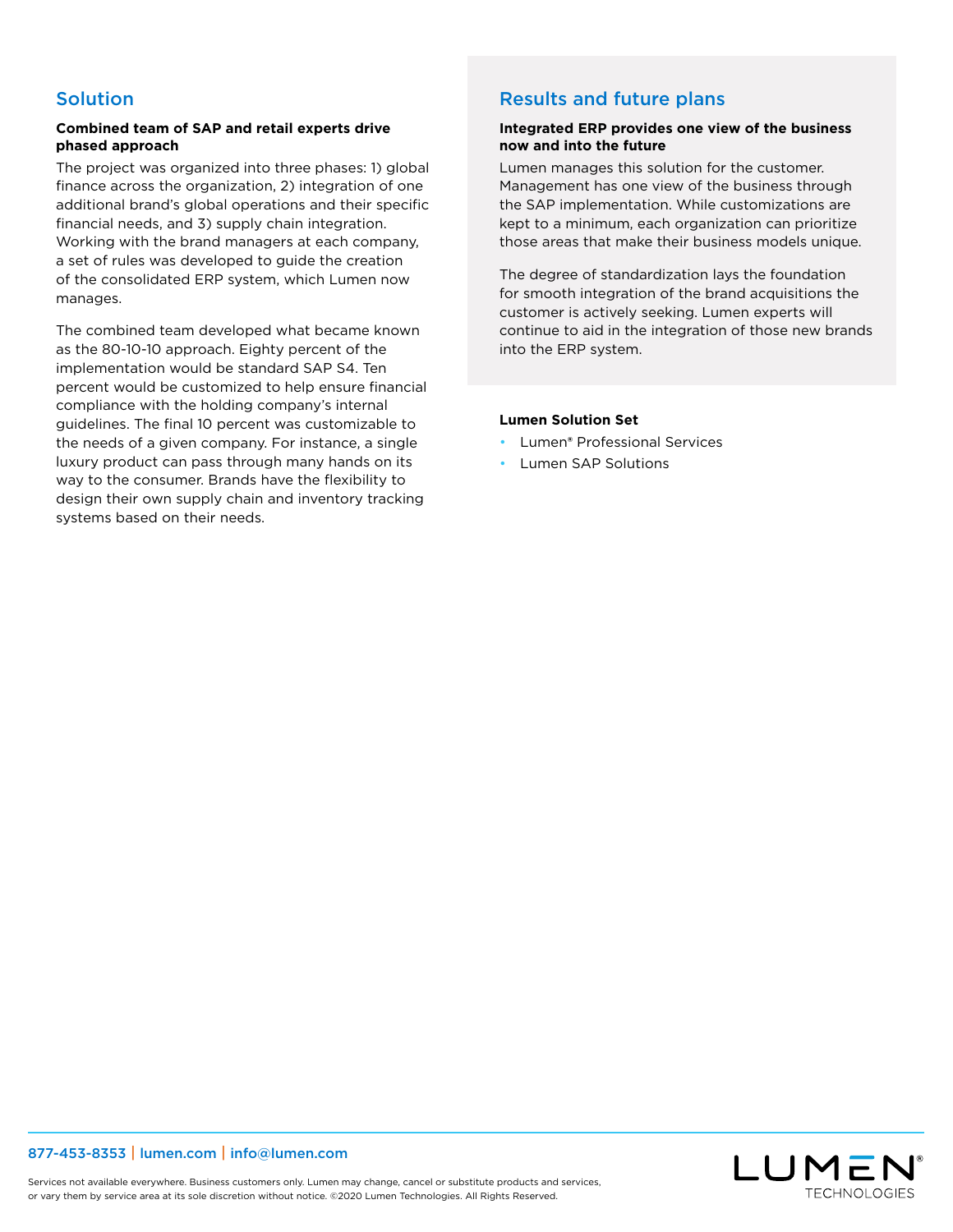## Solution

**Combined team of SAP and retail experts drive phased approach**

The project was organized into three phases: 1) global finance across the organization, 2) integration of one additional brand's global operations and their specific financial needs, and 3) supply chain integration. Working with the brand managers at each company, a set of rules was developed to guide the creation of the consolidated ERP system, which Lumen now manages.

The combined team developed what became known as the 80-10-10 approach. Eighty percent of the implementation would be standard SAP S4. Ten percent would be customized to help ensure financial compliance with the holding company's internal guidelines. The final 10 percent was customizable to the needs of a given company. For instance, a single luxury product can pass through many hands on its way to the consumer. Brands have the flexibility to design their own supply chain and inventory tracking systems based on their needs.

## Results and future plans

**Integrated ERP provides one view of the business now and into the future**

Lumen manages this solution for the customer. Management has one view of the business through the SAP implementation. While customizations are kept to a minimum, each organization can prioritize those areas that make their business models unique.

The degree of standardization lays the foundation for smooth integration of the brand acquisitions the customer is actively seeking. Lumen experts will continue to aid in the integration of those new brands into the ERP system.

**Lumen Solution Set**

- Lumen® Professional Services
- Lumen SAP Solutions

877-453-8353 | lumen.com | info@lumen.com

Services not available everywhere. Business customers only. Lumen may change, cancel or substitute products and services, or vary them by service area at its sole discretion without notice. ©2020 Lumen Technologies. All Rights Reserved.

LUMEN® TECHNOLOGIES